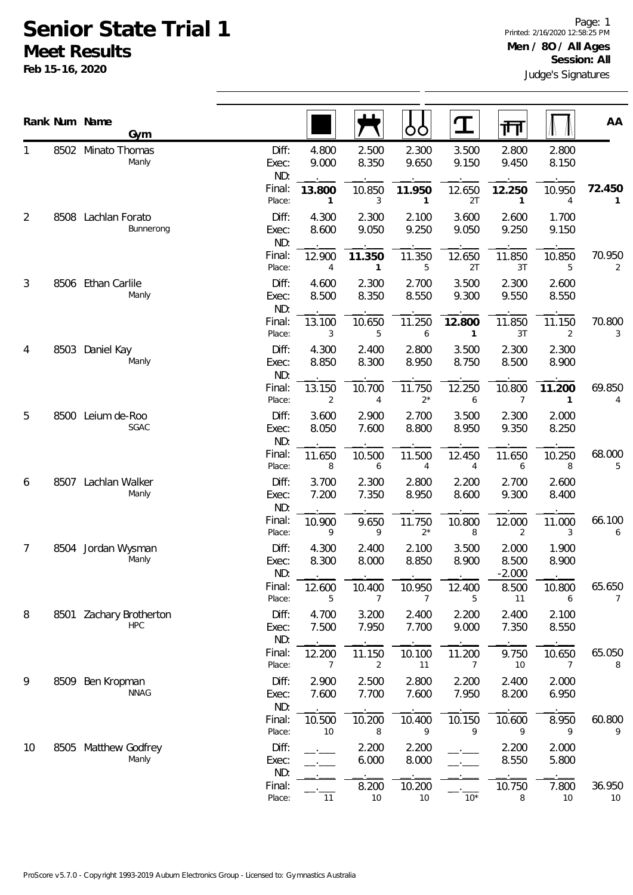# Senior State Trial 1

## Meet Results

**Feb 15-16, 2020**

Printed: 2/16/2020 12:58:25 PM

**Men / 8O / All Ages**

**Session: All**

Judge's Signatures

| Rank | Num | Name / Gym | | Floor | Pommel Horse | Rings | Vault | Parallel Bars | High Bar | AA |
|---|---|---|---|---|---|---|---|---|---|---|
| 1 | 8502 | Minato Thomas<br>Manly | Diff: | 4.800 | 2.500 | 2.300 | 3.500 | 2.800 | 2.800 | |
| | | | Exec: | 9.000 | 8.350 | 9.650 | 9.150 | 9.450 | 8.150 | |
| | | | ND: | | | | | | | |
| | | | Final: | **13.800** | 10.850 | **11.950** | 12.650 | **12.250** | 10.950 | **72.450** |
| | | | Place: | **1** | 3 | **1** | 2T | **1** | 4 | **1** |
| 2 | 8508 | Lachlan Forato<br>Bunnerong | Diff: | 4.300 | 2.300 | 2.100 | 3.600 | 2.600 | 1.700 | |
| | | | Exec: | 8.600 | 9.050 | 9.250 | 9.050 | 9.250 | 9.150 | |
| | | | ND: | | | | | | | |
| | | | Final: | 12.900 | **11.350** | 11.350 | 12.650 | 11.850 | 10.850 | 70.950 |
| | | | Place: | 4 | **1** | 5 | 2T | 3T | 5 | 2 |
| 3 | 8506 | Ethan Carlile<br>Manly | Diff: | 4.600 | 2.300 | 2.700 | 3.500 | 2.300 | 2.600 | |
| | | | Exec: | 8.500 | 8.350 | 8.550 | 9.300 | 9.550 | 8.550 | |
| | | | ND: | | | | | | | |
| | | | Final: | 13.100 | 10.650 | 11.250 | **12.800** | 11.850 | 11.150 | 70.800 |
| | | | Place: | 3 | 5 | 6 | **1** | 3T | 2 | 3 |
| 4 | 8503 | Daniel Kay<br>Manly | Diff: | 4.300 | 2.400 | 2.800 | 3.500 | 2.300 | 2.300 | |
| | | | Exec: | 8.850 | 8.300 | 8.950 | 8.750 | 8.500 | 8.900 | |
| | | | ND: | | | | | | | |
| | | | Final: | 13.150 | 10.700 | 11.750 | 12.250 | 10.800 | **11.200** | 69.850 |
| | | | Place: | 2 | 4 | 2* | 6 | 7 | **1** | 4 |
| 5 | 8500 | Leium de-Roo<br>SGAC | Diff: | 3.600 | 2.900 | 2.700 | 3.500 | 2.300 | 2.000 | |
| | | | Exec: | 8.050 | 7.600 | 8.800 | 8.950 | 9.350 | 8.250 | |
| | | | ND: | | | | | | | |
| | | | Final: | 11.650 | 10.500 | 11.500 | 12.450 | 11.650 | 10.250 | 68.000 |
| | | | Place: | 8 | 6 | 4 | 4 | 6 | 8 | 5 |
| 6 | 8507 | Lachlan Walker<br>Manly | Diff: | 3.700 | 2.300 | 2.800 | 2.200 | 2.700 | 2.600 | |
| | | | Exec: | 7.200 | 7.350 | 8.950 | 8.600 | 9.300 | 8.400 | |
| | | | ND: | | | | | | | |
| | | | Final: | 10.900 | 9.650 | 11.750 | 10.800 | 12.000 | 11.000 | 66.100 |
| | | | Place: | 9 | 9 | 2* | 8 | 2 | 3 | 6 |
| 7 | 8504 | Jordan Wysman<br>Manly | Diff: | 4.300 | 2.400 | 2.100 | 3.500 | 2.000 | 1.900 | |
| | | | Exec: | 8.300 | 8.000 | 8.850 | 8.900 | 8.500 | 8.900 | |
| | | | ND: | | | | | -2.000 | | |
| | | | Final: | 12.600 | 10.400 | 10.950 | 12.400 | 8.500 | 10.800 | 65.650 |
| | | | Place: | 5 | 7 | 7 | 5 | 11 | 6 | 7 |
| 8 | 8501 | Zachary Brotherton<br>HPC | Diff: | 4.700 | 3.200 | 2.400 | 2.200 | 2.400 | 2.100 | |
| | | | Exec: | 7.500 | 7.950 | 7.700 | 9.000 | 7.350 | 8.550 | |
| | | | ND: | | | | | | | |
| | | | Final: | 12.200 | 11.150 | 10.100 | 11.200 | 9.750 | 10.650 | 65.050 |
| | | | Place: | 7 | 2 | 11 | 7 | 10 | 7 | 8 |
| 9 | 8509 | Ben Kropman<br>NNAG | Diff: | 2.900 | 2.500 | 2.800 | 2.200 | 2.400 | 2.000 | |
| | | | Exec: | 7.600 | 7.700 | 7.600 | 7.950 | 8.200 | 6.950 | |
| | | | ND: | | | | | | | |
| | | | Final: | 10.500 | 10.200 | 10.400 | 10.150 | 10.600 | 8.950 | 60.800 |
| | | | Place: | 10 | 8 | 9 | 9 | 9 | 9 | 9 |
| 10 | 8505 | Matthew Godfrey<br>Manly | Diff: | | 2.200 | 2.200 | | 2.200 | 2.000 | |
| | | | Exec: | | 6.000 | 8.000 | | 8.550 | 5.800 | |
| | | | ND: | | | | | | | |
| | | | Final: | | 8.200 | 10.200 | | 10.750 | 7.800 | 36.950 |
| | | | Place: | 11 | 10 | 10 | 10* | 8 | 10 | 10 |

ProScore v5.7.0 - Copyright 1993-2019 Auburn Electronics Group - Licensed to: Gymnastics Australia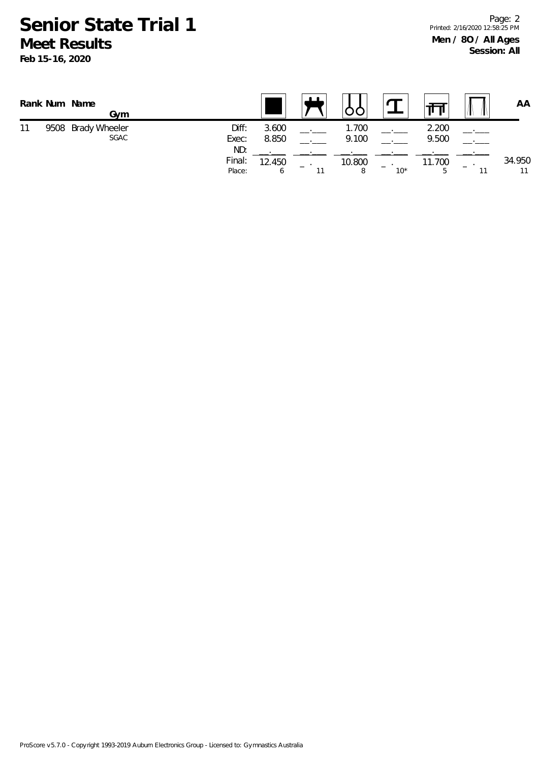# Senior State Trial 1

## Meet Results

**Feb 15-16, 2020**

Page: 2
Printed: 2/16/2020 12:58:25 PM

**Men / 8O / All Ages**
**Session: All**

| Rank | Num | Name / Gym | | Floor | Pommel Horse | Rings | Vault | Parallel Bars | High Bar | AA |
|---|---|---|---|---|---|---|---|---|---|---|
| 11 | 9508 | Brady Wheeler | Diff: | 3.600 | __.___ | 1.700 | __.___ | 2.200 | __.___ | |
| | | SGAC | Exec: | 8.850 | __.___ | 9.100 | __.___ | 9.500 | __.___ | |
| | | | ND: | __.___ | __.___ | __.___ | __.___ | __.___ | __.___ | |
| | | | Final: | 12.450 | _ . | 10.800 | _ . | 11.700 | _ . | 34.950 |
| | | | Place: | 6 | 11 | 8 | 10* | 5 | 11 | 11 |

ProScore v5.7.0 - Copyright 1993-2019 Auburn Electronics Group - Licensed to: Gymnastics Australia